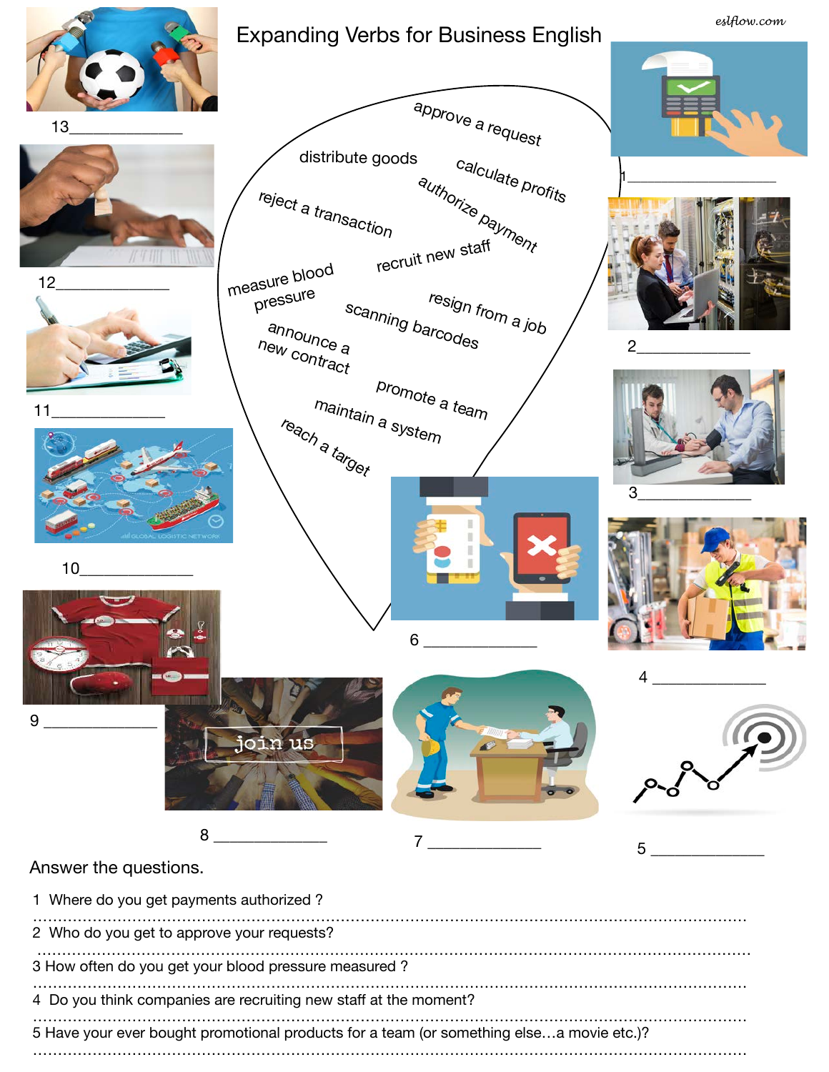# Expanding Verbs for Business English

eslflow.com

- approve a request
- distribute goods
- calculate profits
- reject a transaction
- authorize payment
- recruit new staff
- measure blood pressure
- resign from a job
- scanning barcodes
- announce a new contract
- promote a team
- maintain a system
- reach a target

1 ______________

2 ______________

3 ______________

4 ______________

5 ______________

6 ______________

7 ______________

8 ______________

9 ______________

10 ______________

11 ______________

12 ______________

13 ______________

Answer the questions.

1 Where do you get payments authorized ?

..........................................................................................................................

2 Who do you get to approve your requests?

..........................................................................................................................

3 How often do you get your blood pressure measured ?

..........................................................................................................................

4 Do you think companies are recruiting new staff at the moment?

..........................................................................................................................

5 Have your ever bought promotional products for a team (or something else…a movie etc.)?

..........................................................................................................................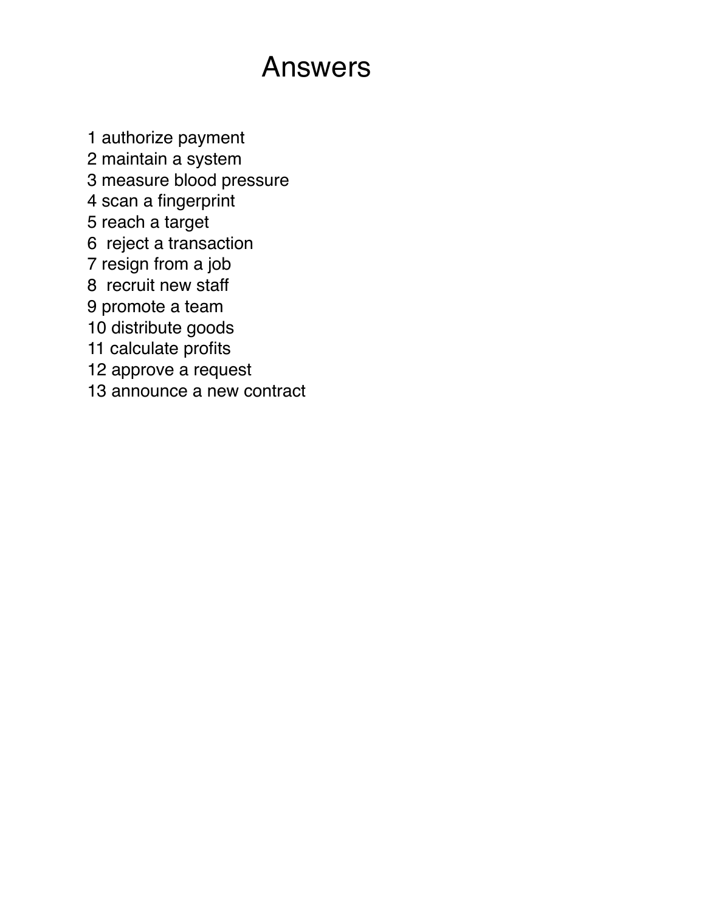# Answers

1 authorize payment
2 maintain a system
3 measure blood pressure
4 scan a fingerprint
5 reach a target
6 reject a transaction
7 resign from a job
8 recruit new staff
9 promote a team
10 distribute goods
11 calculate profits
12 approve a request
13 announce a new contract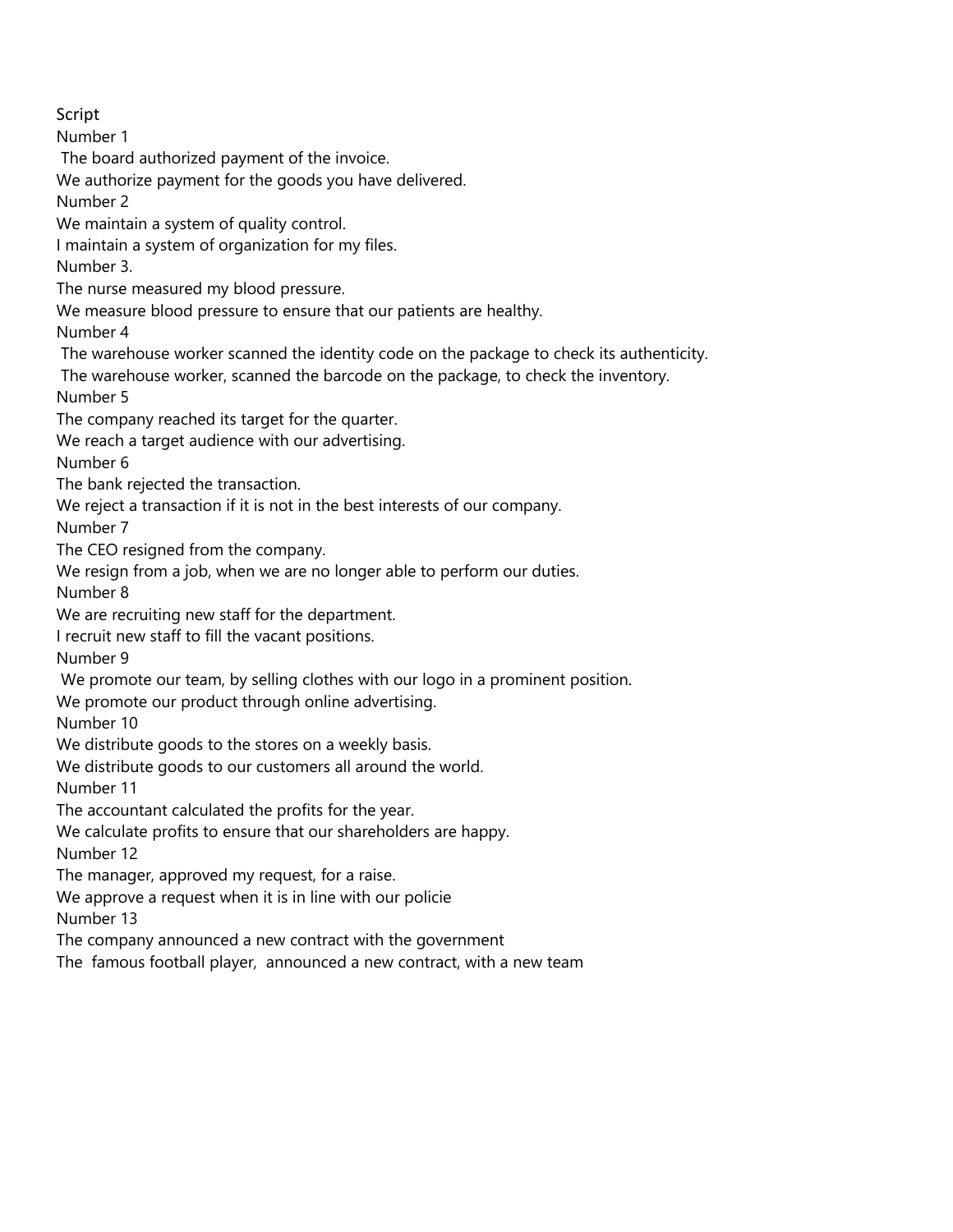Script

Number 1

The board authorized payment of the invoice.

We authorize payment for the goods you have delivered.

Number 2

We maintain a system of quality control.

I maintain a system of organization for my files.

Number 3.

The nurse measured my blood pressure.

We measure blood pressure to ensure that our patients are healthy.

Number 4

The warehouse worker scanned the identity code on the package to check its authenticity.

The warehouse worker, scanned the barcode on the package, to check the inventory.

Number 5

The company reached its target for the quarter.

We reach a target audience with our advertising.

Number 6

The bank rejected the transaction.

We reject a transaction if it is not in the best interests of our company.

Number 7

The CEO resigned from the company.

We resign from a job, when we are no longer able to perform our duties.

Number 8

We are recruiting new staff for the department.

I recruit new staff to fill the vacant positions.

Number 9

We promote our team, by selling clothes with our logo in a prominent position.

We promote our product through online advertising.

Number 10

We distribute goods to the stores on a weekly basis.

We distribute goods to our customers all around the world.

Number 11

The accountant calculated the profits for the year.

We calculate profits to ensure that our shareholders are happy.

Number 12

The manager, approved my request, for a raise.

We approve a request when it is in line with our policie

Number 13

The company announced a new contract with the government

The famous football player, announced a new contract, with a new team